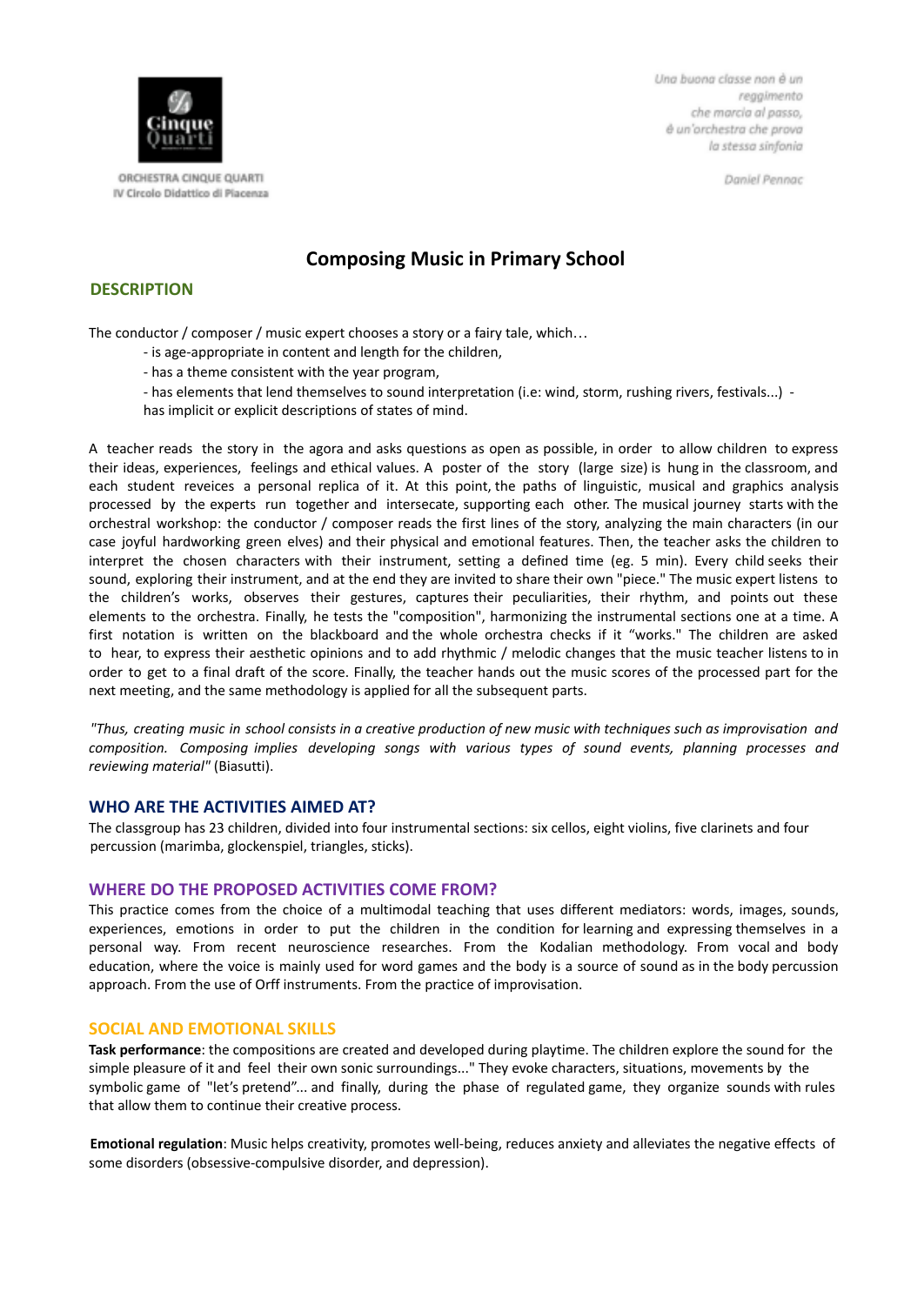ORCHESTRA CINQUE QUARTI
IV Circolo Didattico di Piacenza

*Una buona classe non è un reggimento che marcia al passo, è un'orchestra che prova la stessa sinfonia*

*Daniel Pennac*

# Composing Music in Primary School

## DESCRIPTION

The conductor / composer / music expert chooses a story or a fairy tale, which…

- is age-appropriate in content and length for the children,
- has a theme consistent with the year program,
- has elements that lend themselves to sound interpretation (i.e: wind, storm, rushing rivers, festivals...)
- has implicit or explicit descriptions of states of mind.

A teacher reads the story in the agora and asks questions as open as possible, in order to allow children to express their ideas, experiences, feelings and ethical values. A poster of the story (large size) is hung in the classroom, and each student reveices a personal replica of it. At this point, the paths of linguistic, musical and graphics analysis processed by the experts run together and intersecate, supporting each other. The musical journey starts with the orchestral workshop: the conductor / composer reads the first lines of the story, analyzing the main characters (in our case joyful hardworking green elves) and their physical and emotional features. Then, the teacher asks the children to interpret the chosen characters with their instrument, setting a defined time (eg. 5 min). Every child seeks their sound, exploring their instrument, and at the end they are invited to share their own "piece." The music expert listens to the children's works, observes their gestures, captures their peculiarities, their rhythm, and points out these elements to the orchestra. Finally, he tests the "composition", harmonizing the instrumental sections one at a time. A first notation is written on the blackboard and the whole orchestra checks if it "works." The children are asked to hear, to express their aesthetic opinions and to add rhythmic / melodic changes that the music teacher listens to in order to get to a final draft of the score. Finally, the teacher hands out the music scores of the processed part for the next meeting, and the same methodology is applied for all the subsequent parts.

*"Thus, creating music in school consists in a creative production of new music with techniques such as improvisation and composition. Composing implies developing songs with various types of sound events, planning processes and reviewing material"* (Biasutti).

## WHO ARE THE ACTIVITIES AIMED AT?

The classgroup has 23 children, divided into four instrumental sections: six cellos, eight violins, five clarinets and four percussion (marimba, glockenspiel, triangles, sticks).

## WHERE DO THE PROPOSED ACTIVITIES COME FROM?

This practice comes from the choice of a multimodal teaching that uses different mediators: words, images, sounds, experiences, emotions in order to put the children in the condition for learning and expressing themselves in a personal way. From recent neuroscience researches. From the Kodalian methodology. From vocal and body education, where the voice is mainly used for word games and the body is a source of sound as in the body percussion approach. From the use of Orff instruments. From the practice of improvisation.

## SOCIAL AND EMOTIONAL SKILLS

**Task performance**: the compositions are created and developed during playtime. The children explore the sound for the simple pleasure of it and feel their own sonic surroundings..." They evoke characters, situations, movements by the symbolic game of "let's pretend"... and finally, during the phase of regulated game, they organize sounds with rules that allow them to continue their creative process.

**Emotional regulation**: Music helps creativity, promotes well-being, reduces anxiety and alleviates the negative effects of some disorders (obsessive-compulsive disorder, and depression).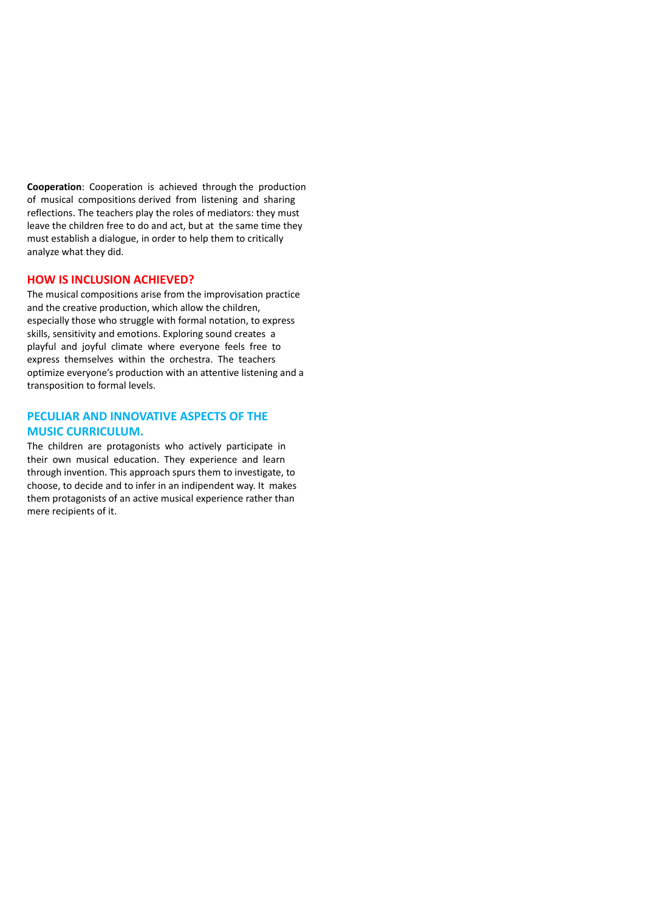**Cooperation**: Cooperation is achieved through the production of musical compositions derived from listening and sharing reflections. The teachers play the roles of mediators: they must leave the children free to do and act, but at the same time they must establish a dialogue, in order to help them to critically analyze what they did.

## HOW IS INCLUSION ACHIEVED?

The musical compositions arise from the improvisation practice and the creative production, which allow the children, especially those who struggle with formal notation, to express skills, sensitivity and emotions. Exploring sound creates a playful and joyful climate where everyone feels free to express themselves within the orchestra. The teachers optimize everyone's production with an attentive listening and a transposition to formal levels.

## PECULIAR AND INNOVATIVE ASPECTS OF THE MUSIC CURRICULUM.

The children are protagonists who actively participate in their own musical education. They experience and learn through invention. This approach spurs them to investigate, to choose, to decide and to infer in an indipendent way. It makes them protagonists of an active musical experience rather than mere recipients of it.